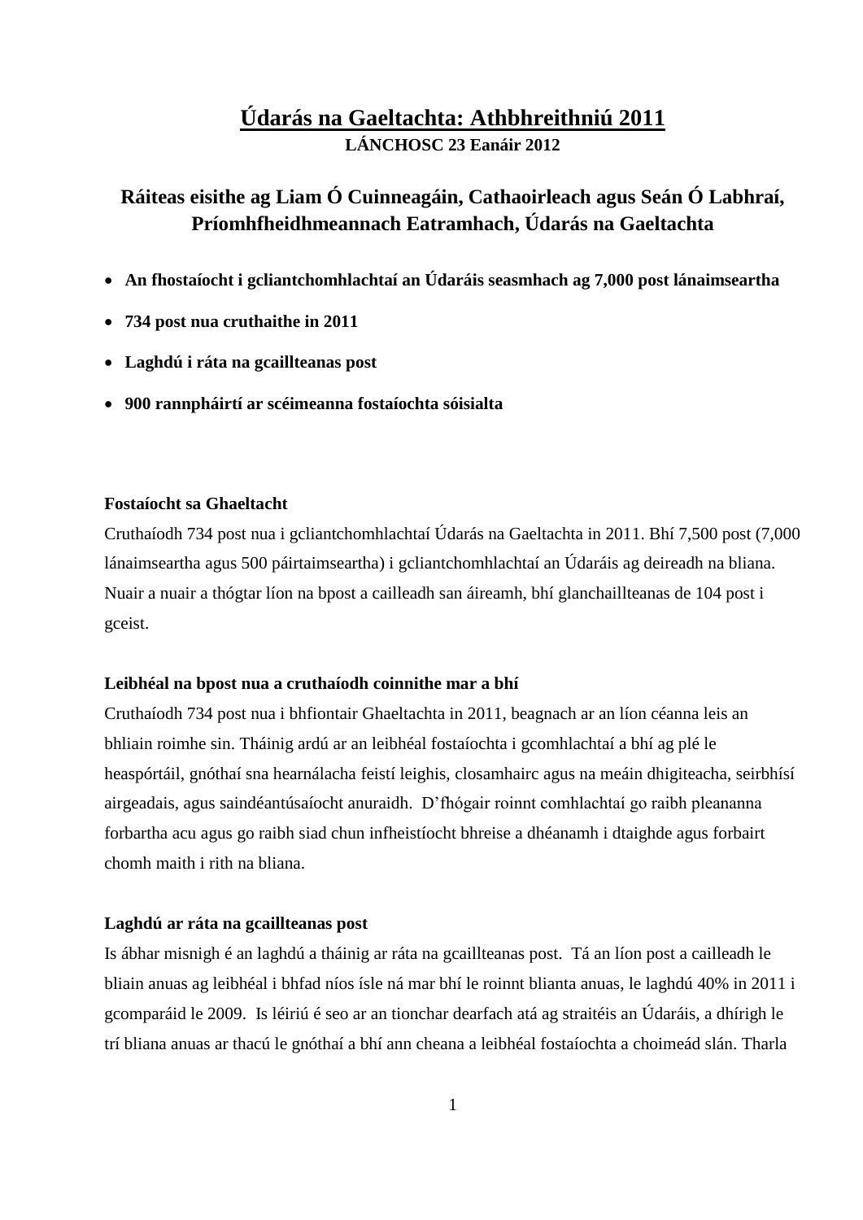# Údarás na Gaeltachta: Athbhreithniú 2011

**LÁNCHOSC 23 Eanáir 2012**

## Ráiteas eisithe ag Liam Ó Cuinneagáin, Cathaoirleach agus Seán Ó Labhraí, Príomhfheidhmeannach Eatramhach, Údarás na Gaeltachta

- **An fhostaíocht i gcliantchomhlachtaí an Údaráis seasmhach ag 7,000 post lánaimseartha**
- **734 post nua cruthaithe in 2011**
- **Laghdú i ráta na gcaillteanas post**
- **900 rannpháirtí ar scéimeanna fostaíochta sóisialta**

**Fostaíocht sa Ghaeltacht**

Cruthaíodh 734 post nua i gcliantchomhlachtaí Údarás na Gaeltachta in 2011. Bhí 7,500 post (7,000 lánaimseartha agus 500 páirtaimseartha) i gcliantchomhlachtaí an Údaráis ag deireadh na bliana. Nuair a nuair a thógtar líon na bpost a cailleadh san áireamh, bhí glanchaillteanas de 104 post i gceist.

**Leibhéal na bpost nua a cruthaíodh coinnithe mar a bhí**

Cruthaíodh 734 post nua i bhfiontair Ghaeltachta in 2011, beagnach ar an líon céanna leis an bhliain roimhe sin. Tháinig ardú ar an leibhéal fostaíochta i gcomhlachtaí a bhí ag plé le heaspórtáil, gnóthaí sna hearnálacha feistí leighis, closamhairc agus na meáin dhigiteacha, seirbhísí airgeadais, agus saindéantúsaíocht anuraidh. D'fhógair roinnt comhlachtaí go raibh pleananna forbartha acu agus go raibh siad chun infheistíocht bhreise a dhéanamh i dtaighde agus forbairt chomh maith i rith na bliana.

**Laghdú ar ráta na gcaillteanas post**

Is ábhar misnigh é an laghdú a tháinig ar ráta na gcaillteanas post. Tá an líon post a cailleadh le bliain anuas ag leibhéal i bhfad níos ísle ná mar bhí le roinnt blianta anuas, le laghdú 40% in 2011 i gcomparáid le 2009. Is léiriú é seo ar an tionchar dearfach atá ag straitéis an Údaráis, a dhírigh le trí bliana anuas ar thacú le gnóthaí a bhí ann cheana a leibhéal fostaíochta a choimeád slán. Tharla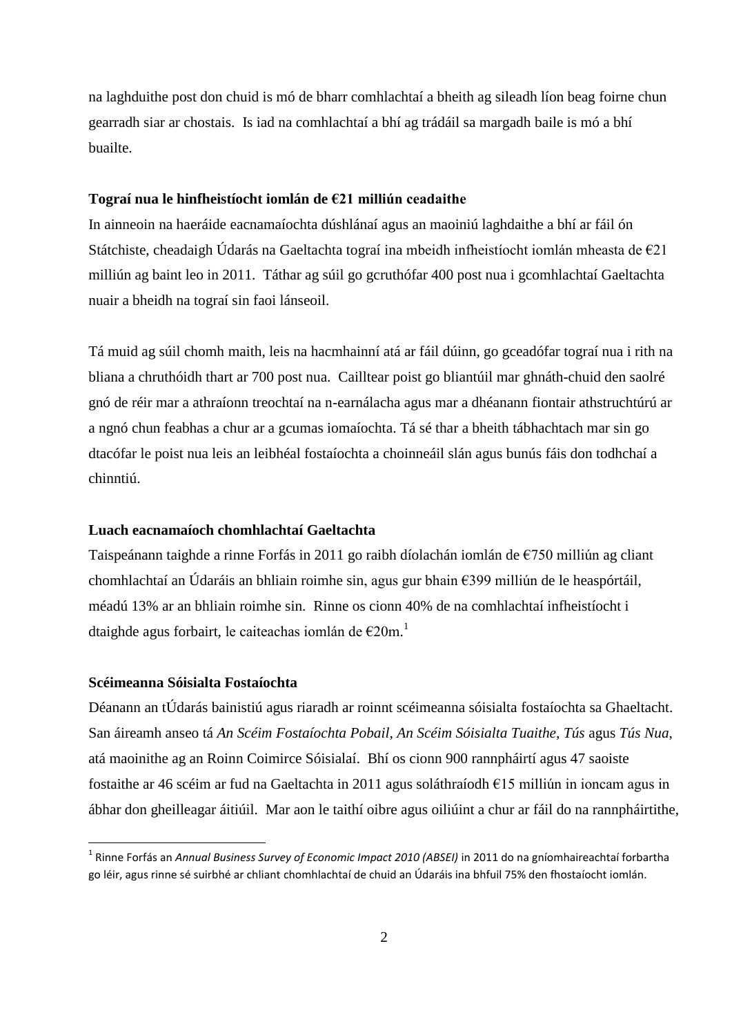na laghduithe post don chuid is mó de bharr comhlachtaí a bheith ag sileadh líon beag foirne chun gearradh siar ar chostais. Is iad na comhlachtaí a bhí ag trádáil sa margadh baile is mó a bhí buailte.

**Tograí nua le hinfheistíocht iomlán de €21 milliún ceadaithe**

In ainneoin na haeráide eacnamaíochta dúshlánaí agus an maoiniú laghdaithe a bhí ar fáil ón Státchiste, cheadaigh Údarás na Gaeltachta tograí ina mbeidh infheistíocht iomlán mheasta de €21 milliún ag baint leo in 2011. Táthar ag súil go gcruthófar 400 post nua i gcomhlachtaí Gaeltachta nuair a bheidh na tograí sin faoi lánseoil.

Tá muid ag súil chomh maith, leis na hacmhainní atá ar fáil dúinn, go gceadófar tograí nua i rith na bliana a chruthóidh thart ar 700 post nua. Cailltear poist go bliantúil mar ghnáth-chuid den saolré gnó de réir mar a athraíonn treochtaí na n-earnálacha agus mar a dhéanann fiontair athstruchtúrú ar a ngnó chun feabhas a chur ar a gcumas iomaíochta. Tá sé thar a bheith tábhachtach mar sin go dtacófar le poist nua leis an leibhéal fostaíochta a choinneáil slán agus bunús fáis don todhchaí a chinntiú.

**Luach eacnamaíoch chomhlachtaí Gaeltachta**

Taispeánann taighde a rinne Forfás in 2011 go raibh díolachán iomlán de €750 milliún ag cliant chomhlachtaí an Údaráis an bhliain roimhe sin, agus gur bhain €399 milliún de le heaspórtáil, méadú 13% ar an bhliain roimhe sin. Rinne os cionn 40% de na comhlachtaí infheistíocht i dtaighde agus forbairt, le caiteachas iomlán de €20m.[1]

**Scéimeanna Sóisialta Fostaíochta**

Déanann an tÚdarás bainistiú agus riaradh ar roinnt scéimeanna sóisialta fostaíochta sa Ghaeltacht. San áireamh anseo tá *An Scéim Fostaíochta Pobail, An Scéim Sóisialta Tuaithe, Tús* agus *Tús Nua*, atá maoinithe ag an Roinn Coimirce Sóisialaí. Bhí os cionn 900 rannpháirtí agus 47 saoiste fostaithe ar 46 scéim ar fud na Gaeltachta in 2011 agus soláthraíodh €15 milliún in ioncam agus in ábhar don gheilleagar áitiúil. Mar aon le taithí oibre agus oiliúint a chur ar fáil do na rannpháirtithe,

---

[1] Rinne Forfás an *Annual Business Survey of Economic Impact 2010 (ABSEI)* in 2011 do na gníomhaireachtaí forbartha go léir, agus rinne sé suirbhé ar chliant chomhlachtaí de chuid an Údaráis ina bhfuil 75% den fhostaíocht iomlán.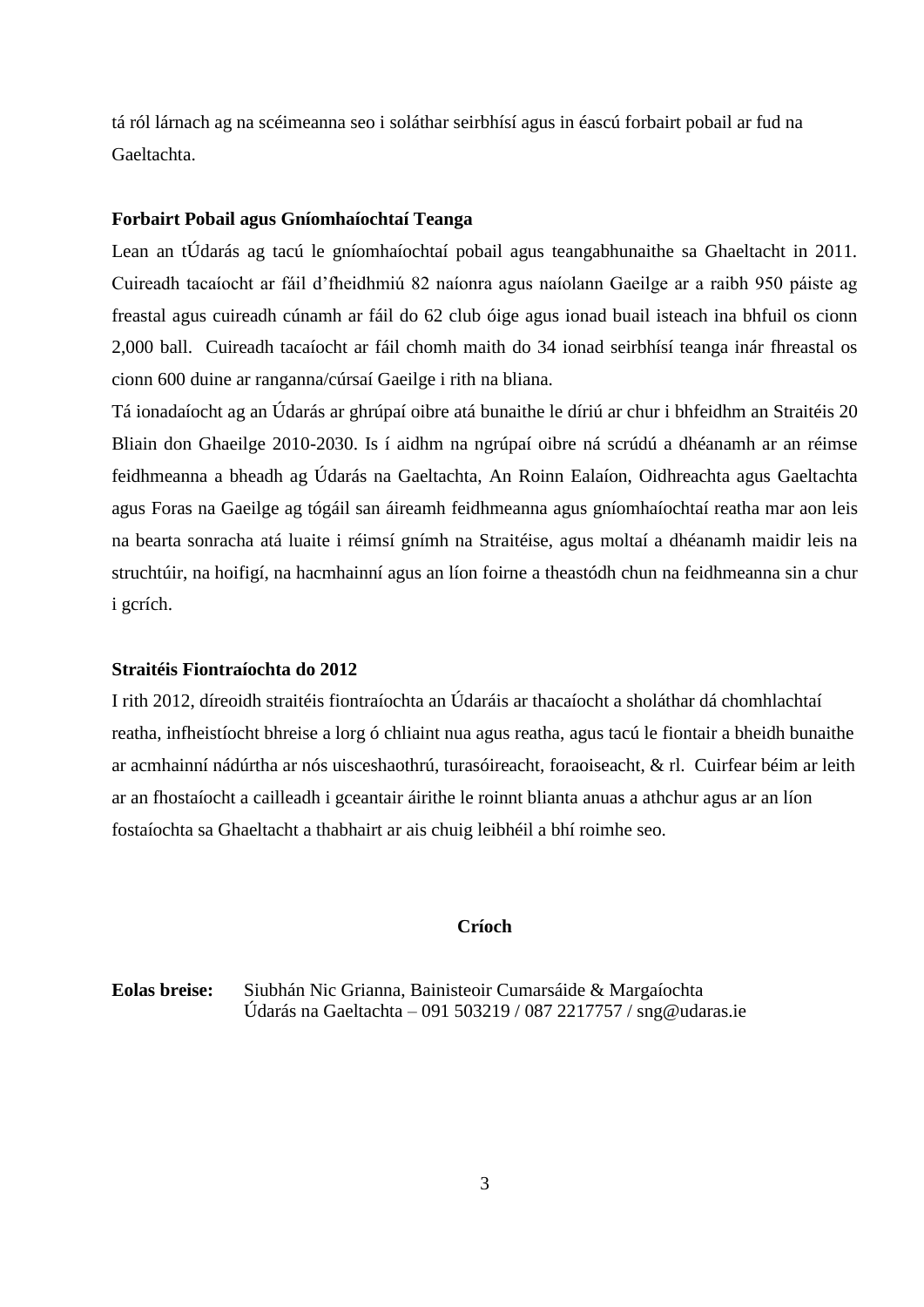tá ról lárnach ag na scéimeanna seo i soláthar seirbhísí agus in éascú forbairt pobail ar fud na Gaeltachta.

**Forbairt Pobail agus Gníomhaíochtaí Teanga**

Lean an tÚdarás ag tacú le gníomhaíochtaí pobail agus teangabhunaithe sa Ghaeltacht in 2011. Cuireadh tacaíocht ar fáil d'fheidhmiú 82 naíonra agus naíolann Gaeilge ar a raibh 950 páiste ag freastal agus cuireadh cúnamh ar fáil do 62 club óige agus ionad buail isteach ina bhfuil os cionn 2,000 ball. Cuireadh tacaíocht ar fáil chomh maith do 34 ionad seirbhísí teanga inár fhreastal os cionn 600 duine ar ranganna/cúrsaí Gaeilge i rith na bliana.

Tá ionadaíocht ag an Údarás ar ghrúpaí oibre atá bunaithe le díriú ar chur i bhfeidhm an Straitéis 20 Bliain don Ghaeilge 2010-2030. Is í aidhm na ngrúpaí oibre ná scrúdú a dhéanamh ar an réimse feidhmeanna a bheadh ag Údarás na Gaeltachta, An Roinn Ealaíon, Oidhreachta agus Gaeltachta agus Foras na Gaeilge ag tógáil san áireamh feidhmeanna agus gníomhaíochtaí reatha mar aon leis na bearta sonracha atá luaite i réimsí gnímh na Straitéise, agus moltaí a dhéanamh maidir leis na struchtúir, na hoifigí, na hacmhainní agus an líon foirne a theastódh chun na feidhmeanna sin a chur i gcrích.

**Straitéis Fiontraíochta do 2012**

I rith 2012, díreoidh straitéis fiontraíochta an Údaráis ar thacaíocht a sholáthar dá chomhlachtaí reatha, infheistíocht bhreise a lorg ó chliaint nua agus reatha, agus tacú le fiontair a bheidh bunaithe ar acmhainní nádúrtha ar nós uisceshaothrú, turasóireacht, foraoiseacht, & rl. Cuirfear béim ar leith ar an fhostaíocht a cailleadh i gceantair áirithe le roinnt blianta anuas a athchur agus ar an líon fostaíochta sa Ghaeltacht a thabhairt ar ais chuig leibhéil a bhí roimhe seo.

**Críoch**

**Eolas breise:** Siubhán Nic Grianna, Bainisteoir Cumarsáide & Margaíochta
Údarás na Gaeltachta – 091 503219 / 087 2217757 / sng@udaras.ie